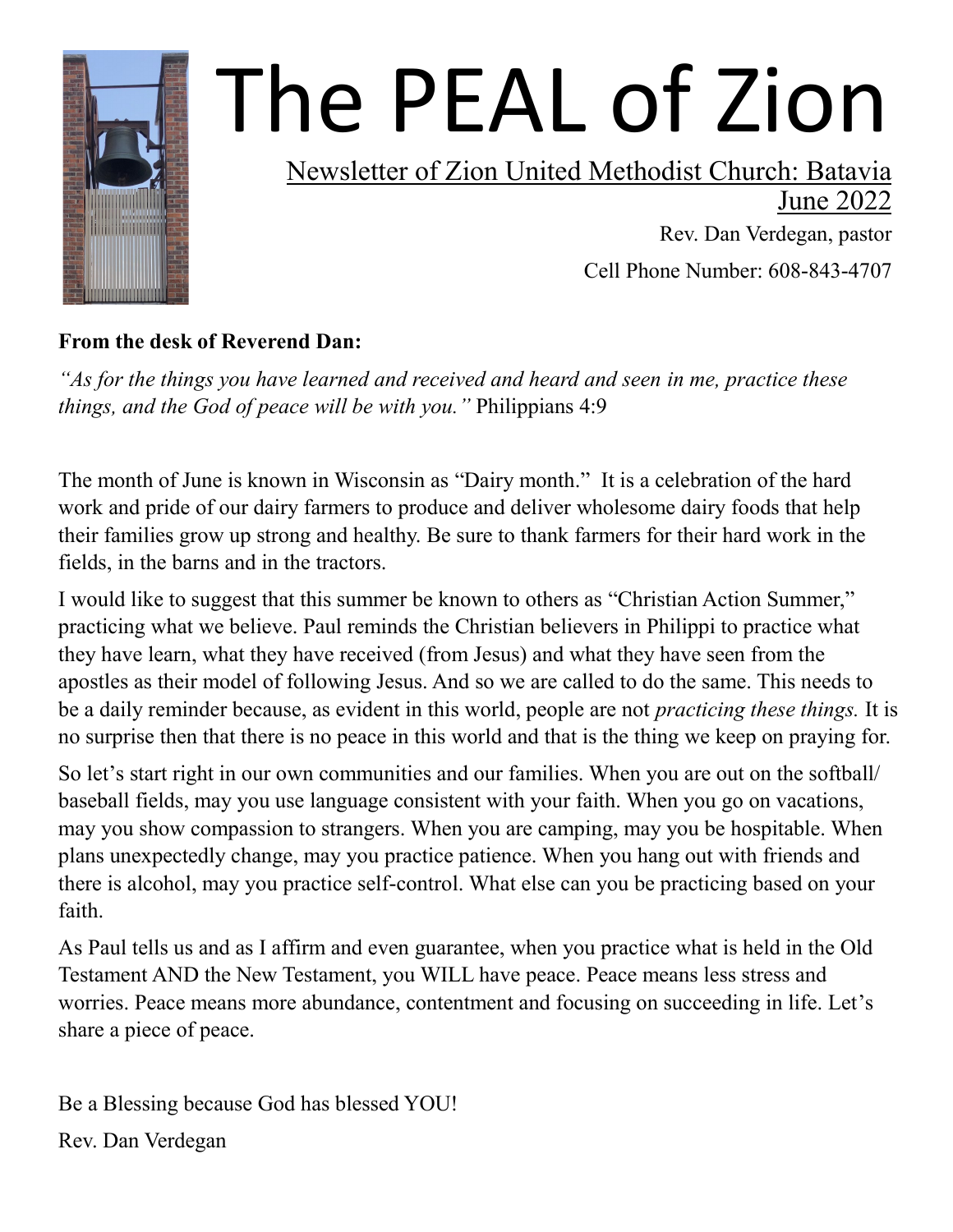# The PEAL of Zion

Newsletter of Zion United Methodist Church: Batavia
June 2022

Rev. Dan Verdegan, pastor

Cell Phone Number: 608-843-4707

**From the desk of Reverend Dan:**

*"As for the things you have learned and received and heard and seen in me, practice these things, and the God of peace will be with you."* Philippians 4:9

The month of June is known in Wisconsin as "Dairy month." It is a celebration of the hard work and pride of our dairy farmers to produce and deliver wholesome dairy foods that help their families grow up strong and healthy. Be sure to thank farmers for their hard work in the fields, in the barns and in the tractors.

I would like to suggest that this summer be known to others as "Christian Action Summer," practicing what we believe. Paul reminds the Christian believers in Philippi to practice what they have learn, what they have received (from Jesus) and what they have seen from the apostles as their model of following Jesus. And so we are called to do the same. This needs to be a daily reminder because, as evident in this world, people are not *practicing these things.* It is no surprise then that there is no peace in this world and that is the thing we keep on praying for.

So let's start right in our own communities and our families. When you are out on the softball/ baseball fields, may you use language consistent with your faith. When you go on vacations, may you show compassion to strangers. When you are camping, may you be hospitable. When plans unexpectedly change, may you practice patience. When you hang out with friends and there is alcohol, may you practice self-control. What else can you be practicing based on your faith.

As Paul tells us and as I affirm and even guarantee, when you practice what is held in the Old Testament AND the New Testament, you WILL have peace. Peace means less stress and worries. Peace means more abundance, contentment and focusing on succeeding in life. Let's share a piece of peace.

Be a Blessing because God has blessed YOU!

Rev. Dan Verdegan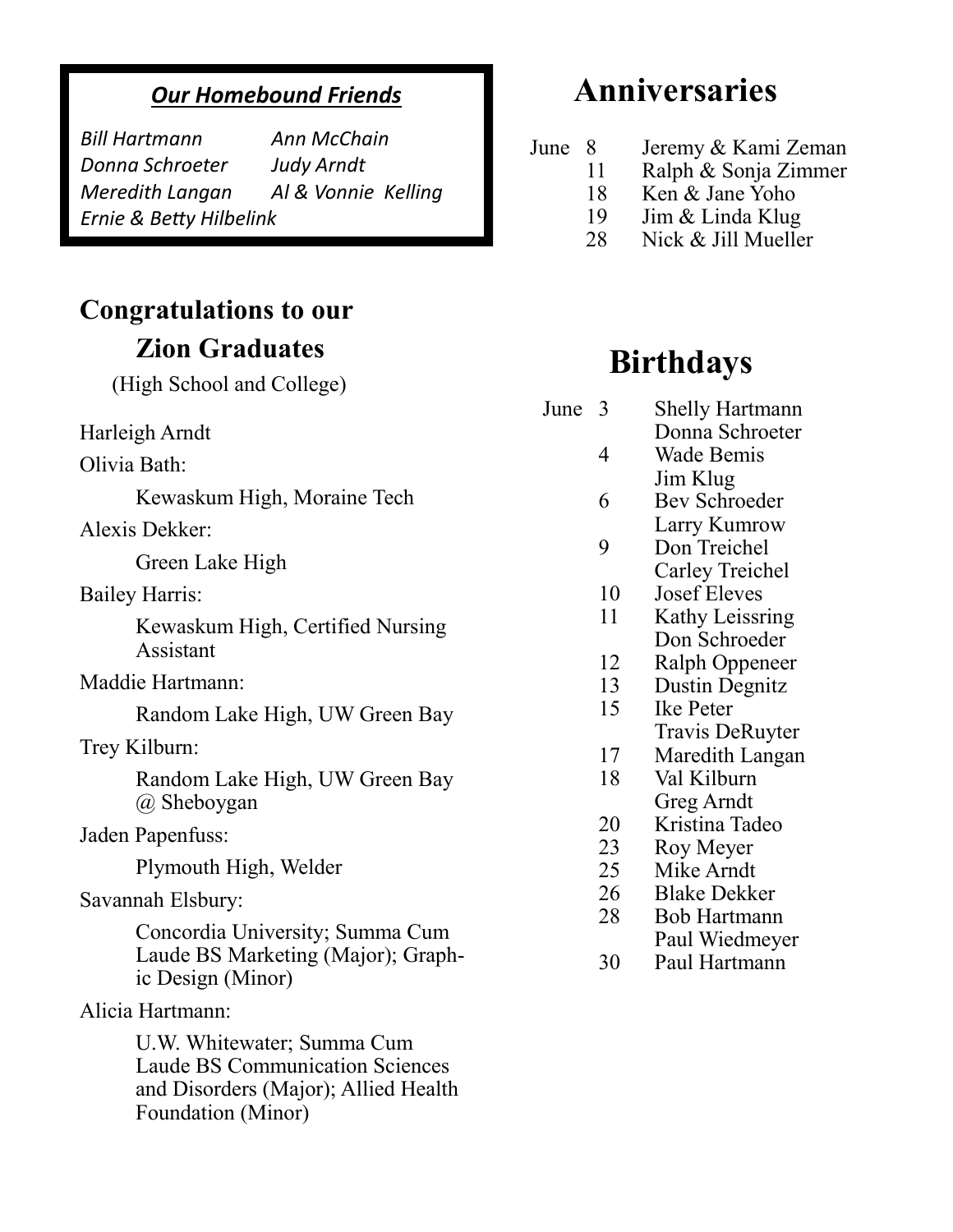### *Our Homebound Friends*

*Bill Hartmann* *Ann McChain*
*Donna Schroeter* *Judy Arndt*
*Meredith Langan* *Al & Vonnie Kelling*
*Ernie & Betty Hilbelink*

## Congratulations to our Zion Graduates

(High School and College)

Harleigh Arndt

Olivia Bath:

Kewaskum High, Moraine Tech

Alexis Dekker:

Green Lake High

Bailey Harris:

Kewaskum High, Certified Nursing Assistant

Maddie Hartmann:

Random Lake High, UW Green Bay

Trey Kilburn:

Random Lake High, UW Green Bay @ Sheboygan

Jaden Papenfuss:

Plymouth High, Welder

Savannah Elsbury:

Concordia University; Summa Cum Laude BS Marketing (Major); Graphic Design (Minor)

Alicia Hartmann:

U.W. Whitewater; Summa Cum Laude BS Communication Sciences and Disorders (Major); Allied Health Foundation (Minor)

# Anniversaries

June 8 Jeremy & Kami Zeman
11 Ralph & Sonja Zimmer
18 Ken & Jane Yoho
19 Jim & Linda Klug
28 Nick & Jill Mueller

# Birthdays

June 3 Shelly Hartmann
Donna Schroeter
4 Wade Bemis
Jim Klug
6 Bev Schroeder
Larry Kumrow
9 Don Treichel
Carley Treichel
10 Josef Eleves
11 Kathy Leissring
Don Schroeder
12 Ralph Oppeneer
13 Dustin Degnitz
15 Ike Peter
Travis DeRuyter
17 Maredith Langan
18 Val Kilburn
Greg Arndt
20 Kristina Tadeo
23 Roy Meyer
25 Mike Arndt
26 Blake Dekker
28 Bob Hartmann
Paul Wiedmeyer
30 Paul Hartmann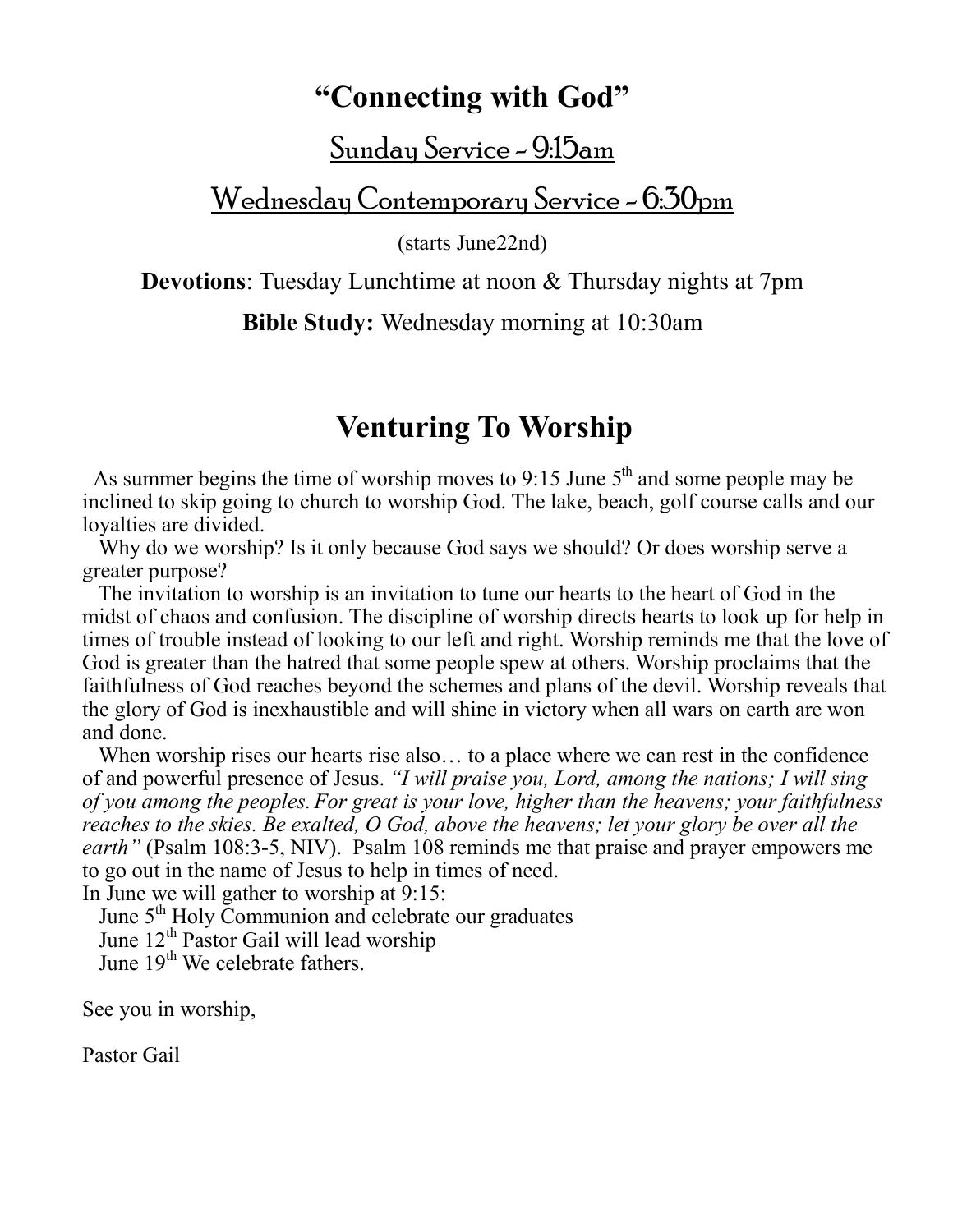# "Connecting with God"

## Sunday Service ~ 9:15am

## Wednesday Contemporary Service ~ 6:30pm

(starts June22nd)

**Devotions**: Tuesday Lunchtime at noon & Thursday nights at 7pm

**Bible Study:** Wednesday morning at 10:30am

# Venturing To Worship

As summer begins the time of worship moves to 9:15 June 5th and some people may be inclined to skip going to church to worship God. The lake, beach, golf course calls and our loyalties are divided.

Why do we worship? Is it only because God says we should? Or does worship serve a greater purpose?

The invitation to worship is an invitation to tune our hearts to the heart of God in the midst of chaos and confusion. The discipline of worship directs hearts to look up for help in times of trouble instead of looking to our left and right. Worship reminds me that the love of God is greater than the hatred that some people spew at others. Worship proclaims that the faithfulness of God reaches beyond the schemes and plans of the devil. Worship reveals that the glory of God is inexhaustible and will shine in victory when all wars on earth are won and done.

When worship rises our hearts rise also… to a place where we can rest in the confidence of and powerful presence of Jesus. *"I will praise you, Lord, among the nations; I will sing of you among the peoples. For great is your love, higher than the heavens; your faithfulness reaches to the skies. Be exalted, O God, above the heavens; let your glory be over all the earth"* (Psalm 108:3-5, NIV). Psalm 108 reminds me that praise and prayer empowers me to go out in the name of Jesus to help in times of need.

In June we will gather to worship at 9:15:

June 5th Holy Communion and celebrate our graduates

June 12th Pastor Gail will lead worship

June 19th We celebrate fathers.

See you in worship,

Pastor Gail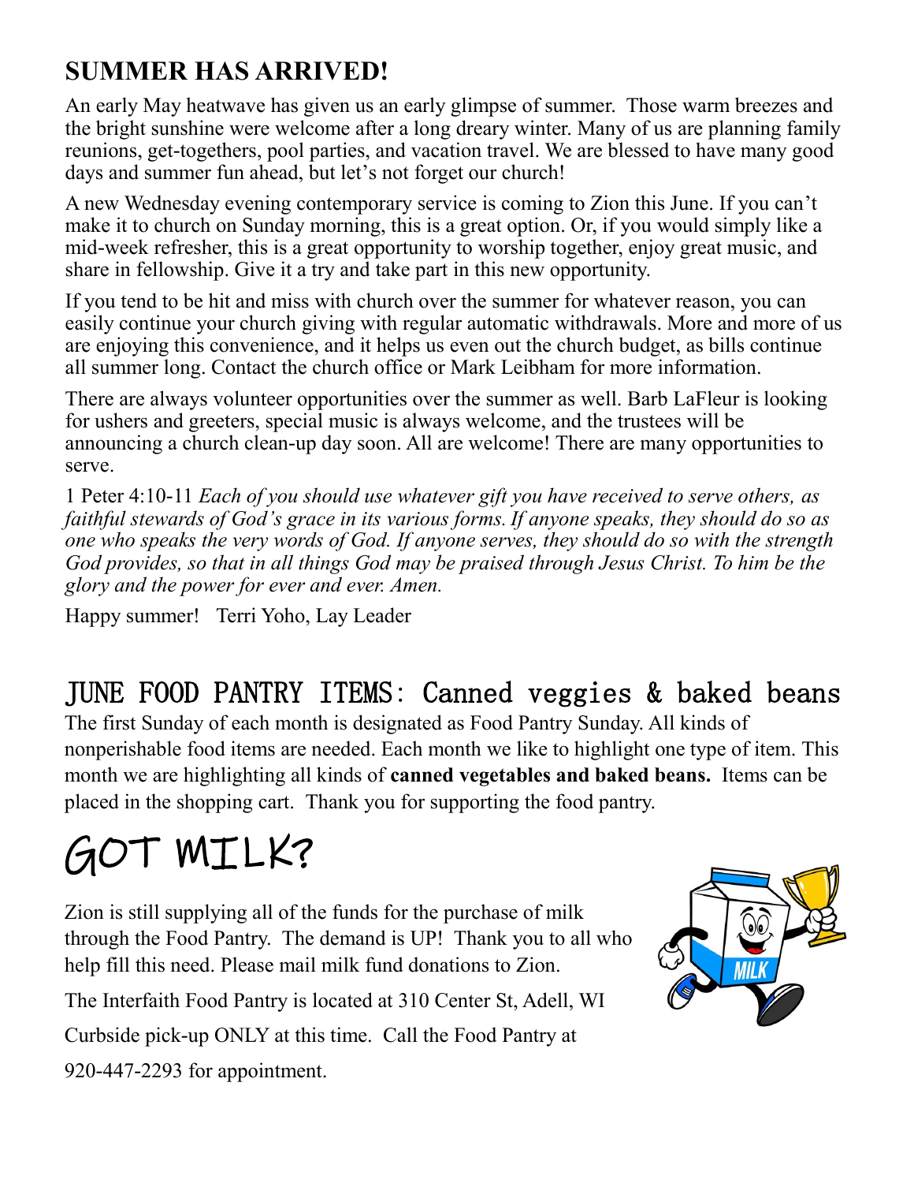## SUMMER HAS ARRIVED!

An early May heatwave has given us an early glimpse of summer. Those warm breezes and the bright sunshine were welcome after a long dreary winter. Many of us are planning family reunions, get-togethers, pool parties, and vacation travel. We are blessed to have many good days and summer fun ahead, but let's not forget our church!

A new Wednesday evening contemporary service is coming to Zion this June. If you can't make it to church on Sunday morning, this is a great option. Or, if you would simply like a mid-week refresher, this is a great opportunity to worship together, enjoy great music, and share in fellowship. Give it a try and take part in this new opportunity.

If you tend to be hit and miss with church over the summer for whatever reason, you can easily continue your church giving with regular automatic withdrawals. More and more of us are enjoying this convenience, and it helps us even out the church budget, as bills continue all summer long. Contact the church office or Mark Leibham for more information.

There are always volunteer opportunities over the summer as well. Barb LaFleur is looking for ushers and greeters, special music is always welcome, and the trustees will be announcing a church clean-up day soon. All are welcome! There are many opportunities to serve.

1 Peter 4:10-11 *Each of you should use whatever gift you have received to serve others, as faithful stewards of God's grace in its various forms. If anyone speaks, they should do so as one who speaks the very words of God. If anyone serves, they should do so with the strength God provides, so that in all things God may be praised through Jesus Christ. To him be the glory and the power for ever and ever. Amen.*

Happy summer! Terri Yoho, Lay Leader

## JUNE FOOD PANTRY ITEMS: Canned veggies & baked beans

The first Sunday of each month is designated as Food Pantry Sunday. All kinds of nonperishable food items are needed. Each month we like to highlight one type of item. This month we are highlighting all kinds of **canned vegetables and baked beans.** Items can be placed in the shopping cart. Thank you for supporting the food pantry.

# GOT MILK?

Zion is still supplying all of the funds for the purchase of milk through the Food Pantry. The demand is UP! Thank you to all who help fill this need. Please mail milk fund donations to Zion.

The Interfaith Food Pantry is located at 310 Center St, Adell, WI

Curbside pick-up ONLY at this time. Call the Food Pantry at

920-447-2293 for appointment.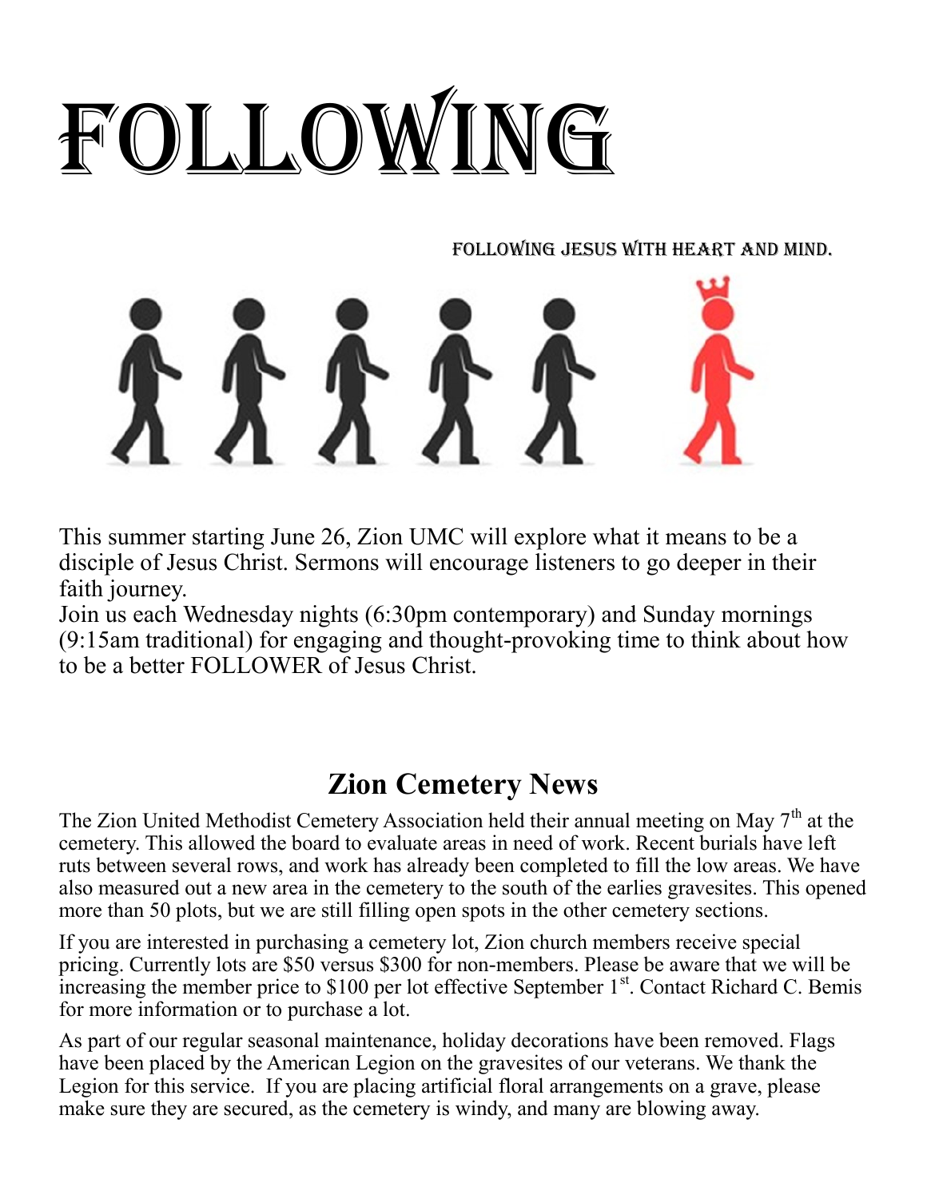# FOLLOWING

FOLLOWING JESUS WITH HEART AND MIND.

This summer starting June 26, Zion UMC will explore what it means to be a disciple of Jesus Christ. Sermons will encourage listeners to go deeper in their faith journey.
Join us each Wednesday nights (6:30pm contemporary) and Sunday mornings (9:15am traditional) for engaging and thought-provoking time to think about how to be a better FOLLOWER of Jesus Christ.

## Zion Cemetery News

The Zion United Methodist Cemetery Association held their annual meeting on May 7th at the cemetery. This allowed the board to evaluate areas in need of work. Recent burials have left ruts between several rows, and work has already been completed to fill the low areas. We have also measured out a new area in the cemetery to the south of the earlies gravesites. This opened more than 50 plots, but we are still filling open spots in the other cemetery sections.

If you are interested in purchasing a cemetery lot, Zion church members receive special pricing. Currently lots are $50 versus $300 for non-members. Please be aware that we will be increasing the member price to $100 per lot effective September 1st. Contact Richard C. Bemis for more information or to purchase a lot.

As part of our regular seasonal maintenance, holiday decorations have been removed. Flags have been placed by the American Legion on the gravesites of our veterans. We thank the Legion for this service. If you are placing artificial floral arrangements on a grave, please make sure they are secured, as the cemetery is windy, and many are blowing away.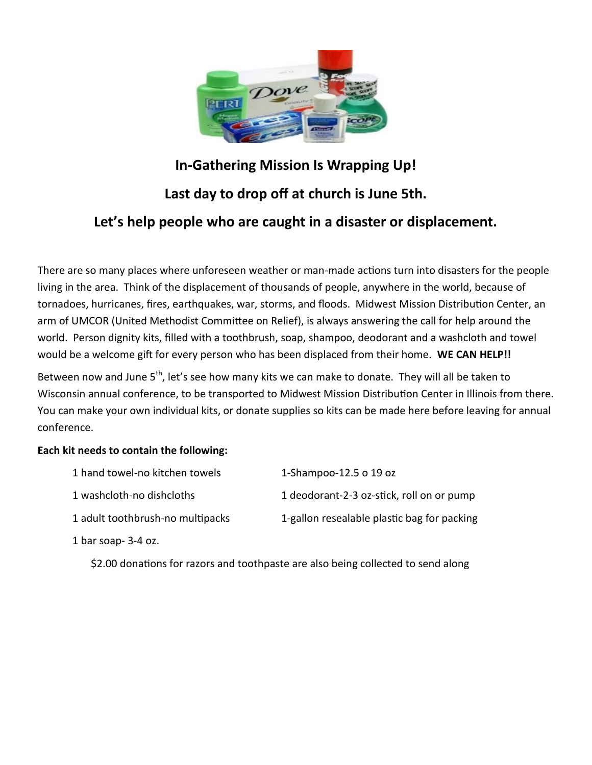## In-Gathering Mission Is Wrapping Up!

## Last day to drop off at church is June 5th.

## Let's help people who are caught in a disaster or displacement.

There are so many places where unforeseen weather or man-made actions turn into disasters for the people living in the area. Think of the displacement of thousands of people, anywhere in the world, because of tornadoes, hurricanes, fires, earthquakes, war, storms, and floods. Midwest Mission Distribution Center, an arm of UMCOR (United Methodist Committee on Relief), is always answering the call for help around the world. Person dignity kits, filled with a toothbrush, soap, shampoo, deodorant and a washcloth and towel would be a welcome gift for every person who has been displaced from their home. **WE CAN HELP!!**

Between now and June 5th, let's see how many kits we can make to donate. They will all be taken to Wisconsin annual conference, to be transported to Midwest Mission Distribution Center in Illinois from there. You can make your own individual kits, or donate supplies so kits can be made here before leaving for annual conference.

**Each kit needs to contain the following:**

- 1 hand towel-no kitchen towels
- 1 washcloth-no dishcloths
- 1 adult toothbrush-no multipacks
- 1 bar soap- 3-4 oz.
- 1-Shampoo-12.5 o 19 oz
- 1 deodorant-2-3 oz-stick, roll on or pump
- 1-gallon resealable plastic bag for packing

$2.00 donations for razors and toothpaste are also being collected to send along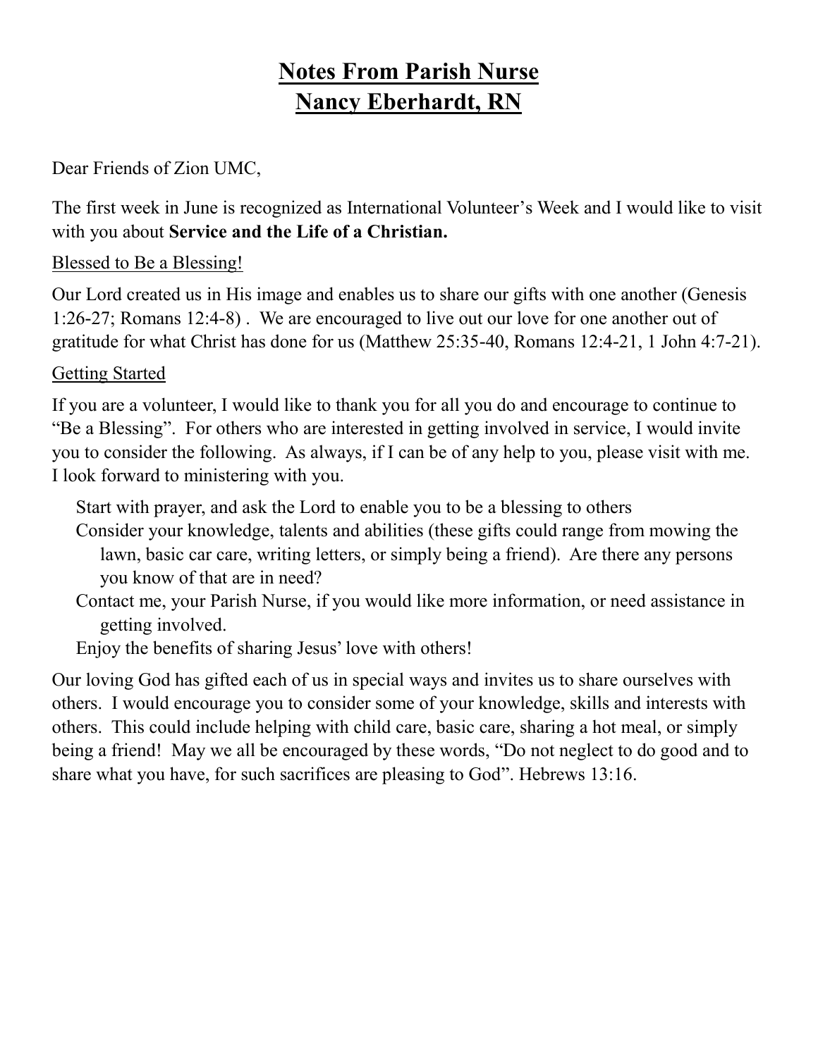# Notes From Parish Nurse
# Nancy Eberhardt, RN

Dear Friends of Zion UMC,

The first week in June is recognized as International Volunteer's Week and I would like to visit with you about **Service and the Life of a Christian.**

Blessed to Be a Blessing!

Our Lord created us in His image and enables us to share our gifts with one another (Genesis 1:26-27; Romans 12:4-8) . We are encouraged to live out our love for one another out of gratitude for what Christ has done for us (Matthew 25:35-40, Romans 12:4-21, 1 John 4:7-21).

Getting Started

If you are a volunteer, I would like to thank you for all you do and encourage to continue to "Be a Blessing". For others who are interested in getting involved in service, I would invite you to consider the following. As always, if I can be of any help to you, please visit with me. I look forward to ministering with you.

- Start with prayer, and ask the Lord to enable you to be a blessing to others
- Consider your knowledge, talents and abilities (these gifts could range from mowing the lawn, basic car care, writing letters, or simply being a friend). Are there any persons you know of that are in need?
- Contact me, your Parish Nurse, if you would like more information, or need assistance in getting involved.
- Enjoy the benefits of sharing Jesus' love with others!

Our loving God has gifted each of us in special ways and invites us to share ourselves with others. I would encourage you to consider some of your knowledge, skills and interests with others. This could include helping with child care, basic care, sharing a hot meal, or simply being a friend! May we all be encouraged by these words, "Do not neglect to do good and to share what you have, for such sacrifices are pleasing to God". Hebrews 13:16.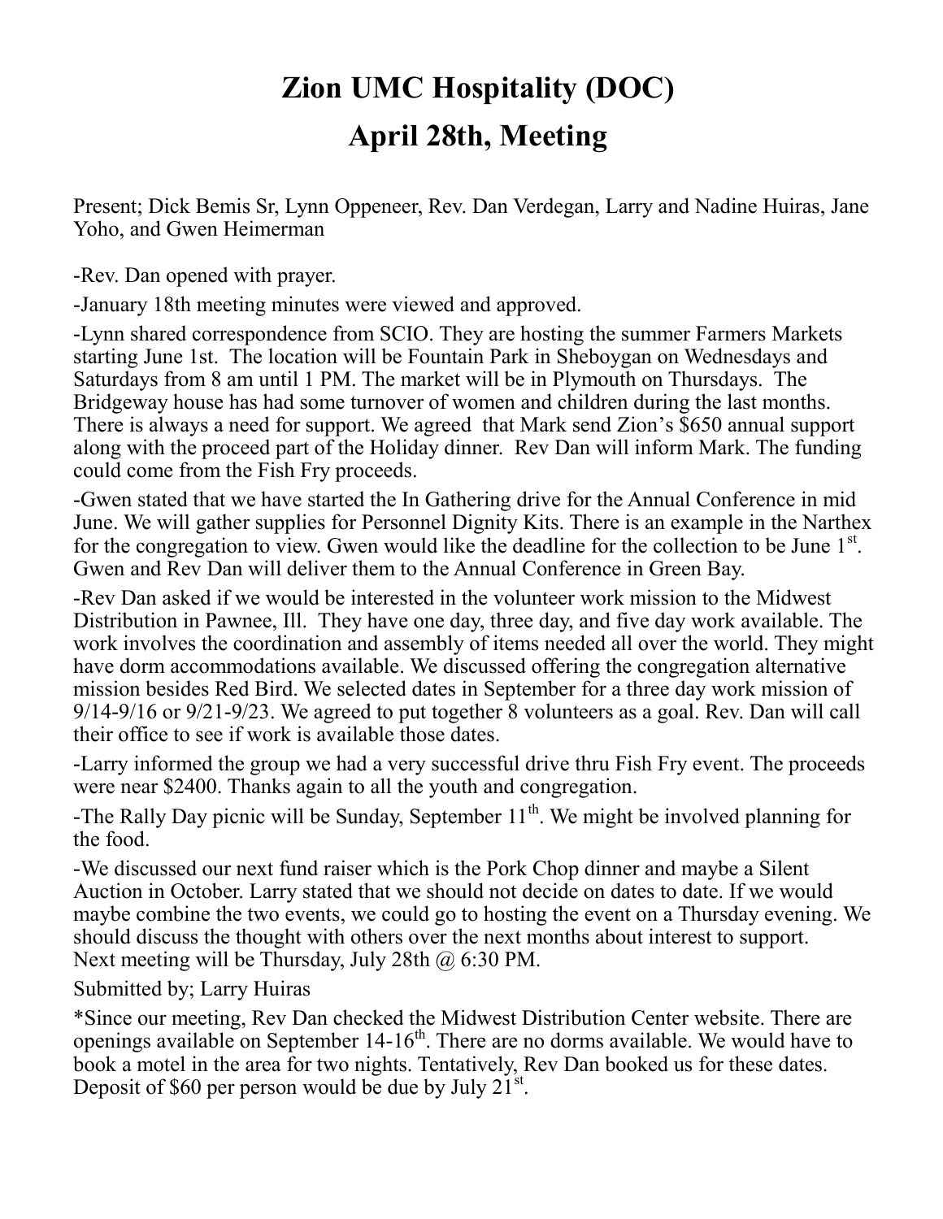# Zion UMC Hospitality (DOC)
# April 28th, Meeting

Present; Dick Bemis Sr, Lynn Oppeneer, Rev. Dan Verdegan, Larry and Nadine Huiras, Jane Yoho, and Gwen Heimerman

-Rev. Dan opened with prayer.

-January 18th meeting minutes were viewed and approved.

-Lynn shared correspondence from SCIO. They are hosting the summer Farmers Markets starting June 1st. The location will be Fountain Park in Sheboygan on Wednesdays and Saturdays from 8 am until 1 PM. The market will be in Plymouth on Thursdays. The Bridgeway house has had some turnover of women and children during the last months. There is always a need for support. We agreed that Mark send Zion's $650 annual support along with the proceed part of the Holiday dinner. Rev Dan will inform Mark. The funding could come from the Fish Fry proceeds.

-Gwen stated that we have started the In Gathering drive for the Annual Conference in mid June. We will gather supplies for Personnel Dignity Kits. There is an example in the Narthex for the congregation to view. Gwen would like the deadline for the collection to be June 1st. Gwen and Rev Dan will deliver them to the Annual Conference in Green Bay.

-Rev Dan asked if we would be interested in the volunteer work mission to the Midwest Distribution in Pawnee, Ill. They have one day, three day, and five day work available. The work involves the coordination and assembly of items needed all over the world. They might have dorm accommodations available. We discussed offering the congregation alternative mission besides Red Bird. We selected dates in September for a three day work mission of 9/14-9/16 or 9/21-9/23. We agreed to put together 8 volunteers as a goal. Rev. Dan will call their office to see if work is available those dates.

-Larry informed the group we had a very successful drive thru Fish Fry event. The proceeds were near $2400. Thanks again to all the youth and congregation.

-The Rally Day picnic will be Sunday, September 11th. We might be involved planning for the food.

-We discussed our next fund raiser which is the Pork Chop dinner and maybe a Silent Auction in October. Larry stated that we should not decide on dates to date. If we would maybe combine the two events, we could go to hosting the event on a Thursday evening. We should discuss the thought with others over the next months about interest to support.
Next meeting will be Thursday, July 28th @ 6:30 PM.

Submitted by; Larry Huiras

*Since our meeting, Rev Dan checked the Midwest Distribution Center website. There are openings available on September 14-16th. There are no dorms available. We would have to book a motel in the area for two nights. Tentatively, Rev Dan booked us for these dates. Deposit of $60 per person would be due by July 21st.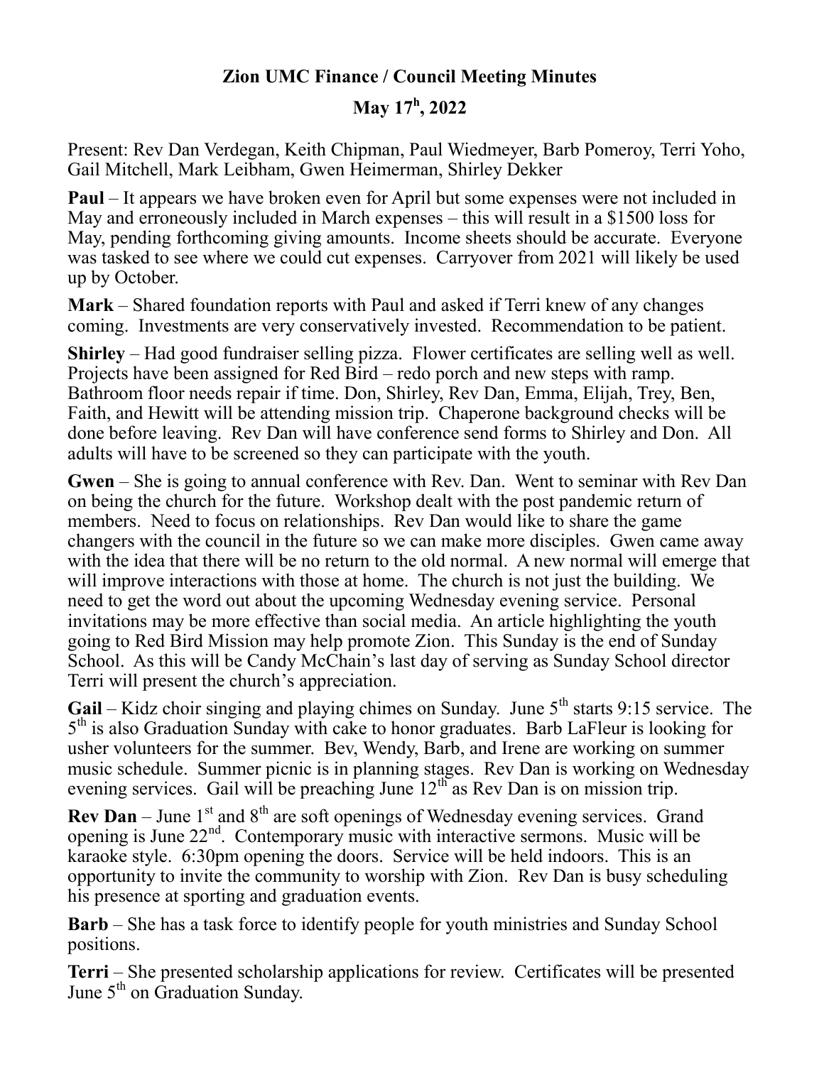# Zion UMC Finance / Council Meeting Minutes

## May 17[h], 2022

Present: Rev Dan Verdegan, Keith Chipman, Paul Wiedmeyer, Barb Pomeroy, Terri Yoho, Gail Mitchell, Mark Leibham, Gwen Heimerman, Shirley Dekker

**Paul** – It appears we have broken even for April but some expenses were not included in May and erroneously included in March expenses – this will result in a $1500 loss for May, pending forthcoming giving amounts. Income sheets should be accurate. Everyone was tasked to see where we could cut expenses. Carryover from 2021 will likely be used up by October.

**Mark** – Shared foundation reports with Paul and asked if Terri knew of any changes coming. Investments are very conservatively invested. Recommendation to be patient.

**Shirley** – Had good fundraiser selling pizza. Flower certificates are selling well as well. Projects have been assigned for Red Bird – redo porch and new steps with ramp. Bathroom floor needs repair if time. Don, Shirley, Rev Dan, Emma, Elijah, Trey, Ben, Faith, and Hewitt will be attending mission trip. Chaperone background checks will be done before leaving. Rev Dan will have conference send forms to Shirley and Don. All adults will have to be screened so they can participate with the youth.

**Gwen** – She is going to annual conference with Rev. Dan. Went to seminar with Rev Dan on being the church for the future. Workshop dealt with the post pandemic return of members. Need to focus on relationships. Rev Dan would like to share the game changers with the council in the future so we can make more disciples. Gwen came away with the idea that there will be no return to the old normal. A new normal will emerge that will improve interactions with those at home. The church is not just the building. We need to get the word out about the upcoming Wednesday evening service. Personal invitations may be more effective than social media. An article highlighting the youth going to Red Bird Mission may help promote Zion. This Sunday is the end of Sunday School. As this will be Candy McChain's last day of serving as Sunday School director Terri will present the church's appreciation.

**Gail** – Kidz choir singing and playing chimes on Sunday. June 5th starts 9:15 service. The 5th is also Graduation Sunday with cake to honor graduates. Barb LaFleur is looking for usher volunteers for the summer. Bev, Wendy, Barb, and Irene are working on summer music schedule. Summer picnic is in planning stages. Rev Dan is working on Wednesday evening services. Gail will be preaching June 12th as Rev Dan is on mission trip.

**Rev Dan** – June 1st and 8th are soft openings of Wednesday evening services. Grand opening is June 22nd. Contemporary music with interactive sermons. Music will be karaoke style. 6:30pm opening the doors. Service will be held indoors. This is an opportunity to invite the community to worship with Zion. Rev Dan is busy scheduling his presence at sporting and graduation events.

**Barb** – She has a task force to identify people for youth ministries and Sunday School positions.

**Terri** – She presented scholarship applications for review. Certificates will be presented June 5th on Graduation Sunday.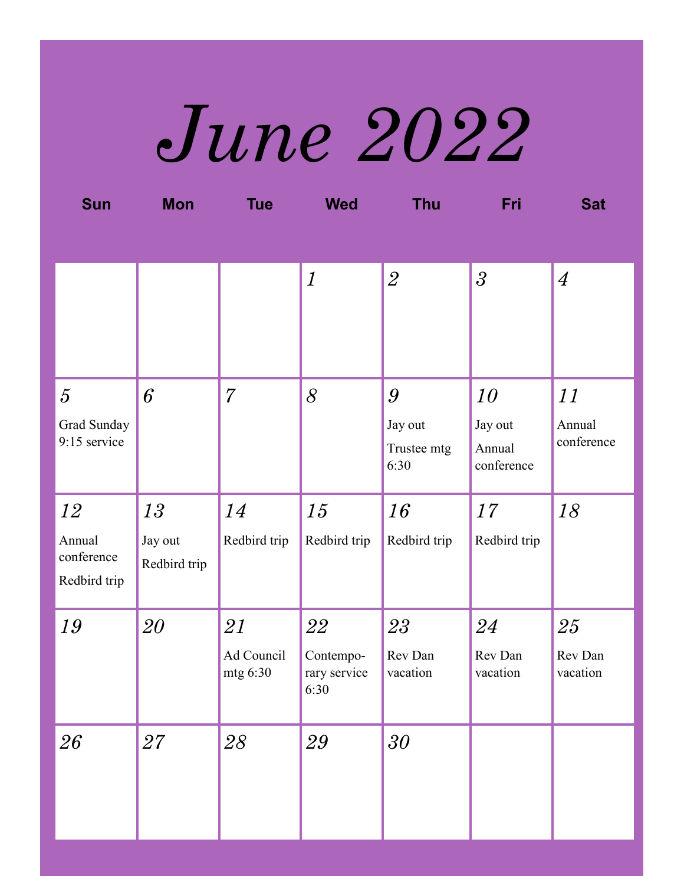# June 2022

| Sun | Mon | Tue | Wed | Thu | Fri | Sat |
|---|---|---|---|---|---|---|
| | | | 1 | 2 | 3 | 4 |
| 5 Grad Sunday 9:15 service | 6 | 7 | 8 | 9 Jay out Trustee mtg 6:30 | 10 Jay out Annual conference | 11 Annual conference |
| 12 Annual conference Redbird trip | 13 Jay out Redbird trip | 14 Redbird trip | 15 Redbird trip | 16 Redbird trip | 17 Redbird trip | 18 |
| 19 | 20 | 21 Ad Council mtg 6:30 | 22 Contemporary service 6:30 | 23 Rev Dan vacation | 24 Rev Dan vacation | 25 Rev Dan vacation |
| 26 | 27 | 28 | 29 | 30 | | |